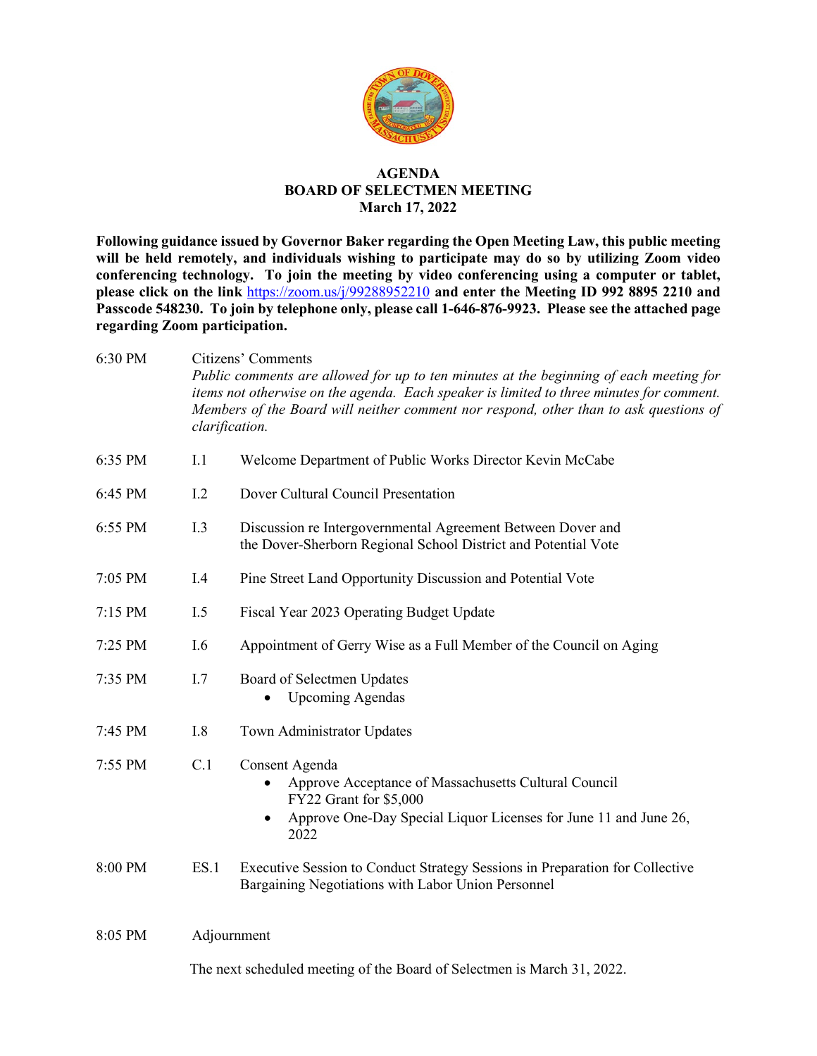# AGENDA
## BOARD OF SELECTMEN MEETING
### March 17, 2022

**Following guidance issued by Governor Baker regarding the Open Meeting Law, this public meeting will be held remotely, and individuals wishing to participate may do so by utilizing Zoom video conferencing technology. To join the meeting by video conferencing using a computer or tablet, please click on the link https://zoom.us/j/99288952210 and enter the Meeting ID 992 8895 2210 and Passcode 548230. To join by telephone only, please call 1-646-876-9923. Please see the attached page regarding Zoom participation.**

6:30 PM — Citizens' Comments

*Public comments are allowed for up to ten minutes at the beginning of each meeting for items not otherwise on the agenda. Each speaker is limited to three minutes for comment. Members of the Board will neither comment nor respond, other than to ask questions of clarification.*

6:35 PM — I.1 — Welcome Department of Public Works Director Kevin McCabe

6:45 PM — I.2 — Dover Cultural Council Presentation

6:55 PM — I.3 — Discussion re Intergovernmental Agreement Between Dover and the Dover-Sherborn Regional School District and Potential Vote

7:05 PM — I.4 — Pine Street Land Opportunity Discussion and Potential Vote

7:15 PM — I.5 — Fiscal Year 2023 Operating Budget Update

7:25 PM — I.6 — Appointment of Gerry Wise as a Full Member of the Council on Aging

7:35 PM — I.7 — Board of Selectmen Updates
- Upcoming Agendas

7:45 PM — I.8 — Town Administrator Updates

7:55 PM — C.1 — Consent Agenda
- Approve Acceptance of Massachusetts Cultural Council FY22 Grant for $5,000
- Approve One-Day Special Liquor Licenses for June 11 and June 26, 2022

8:00 PM — ES.1 — Executive Session to Conduct Strategy Sessions in Preparation for Collective Bargaining Negotiations with Labor Union Personnel

8:05 PM — Adjournment

The next scheduled meeting of the Board of Selectmen is March 31, 2022.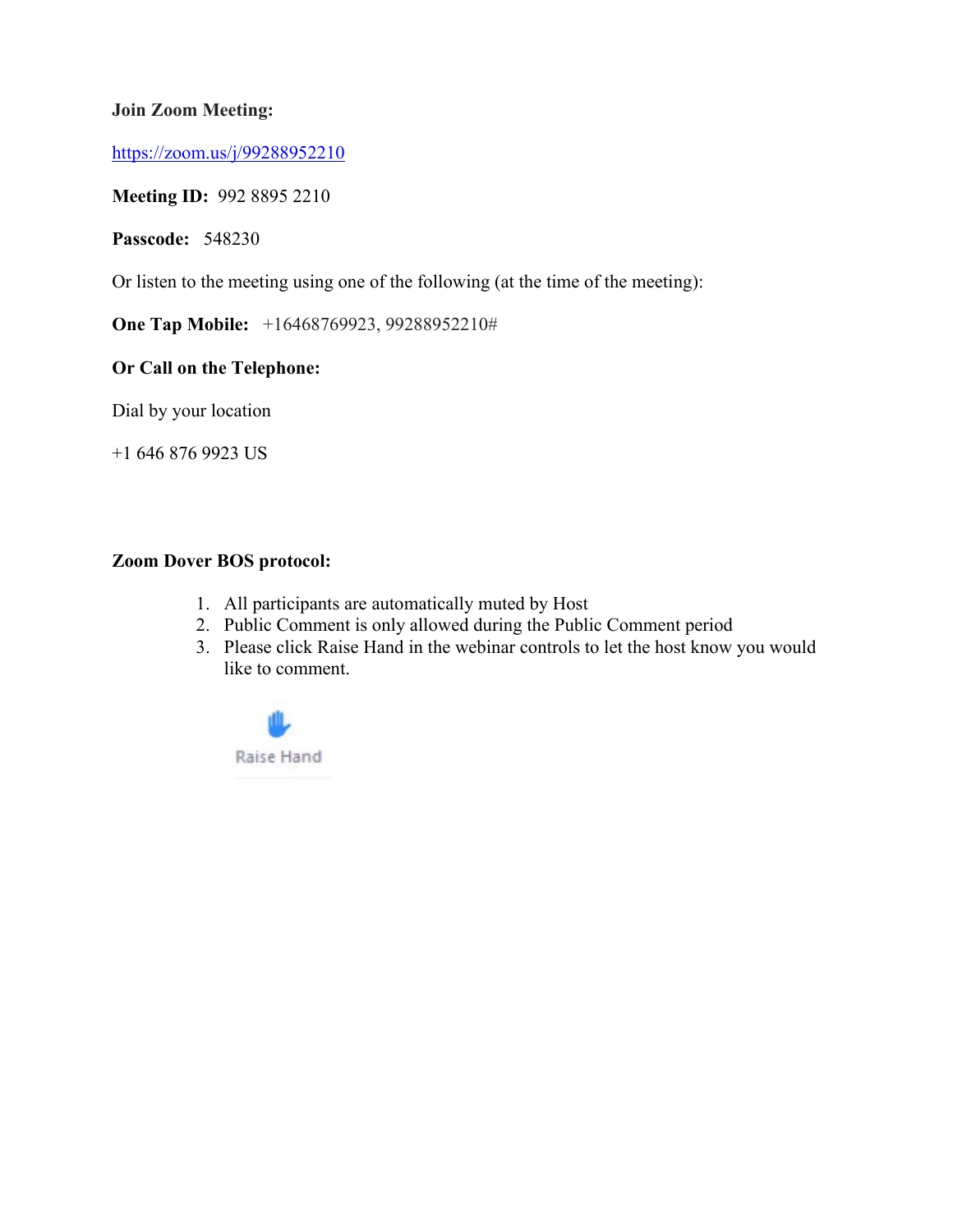**Join Zoom Meeting:**

https://zoom.us/j/99288952210

**Meeting ID:** 992 8895 2210

**Passcode:** 548230

Or listen to the meeting using one of the following (at the time of the meeting):

**One Tap Mobile:** +16468769923, 99288952210#

**Or Call on the Telephone:**

Dial by your location

+1 646 876 9923 US

**Zoom Dover BOS protocol:**

1. All participants are automatically muted by Host
2. Public Comment is only allowed during the Public Comment period
3. Please click Raise Hand in the webinar controls to let the host know you would like to comment.

Raise Hand